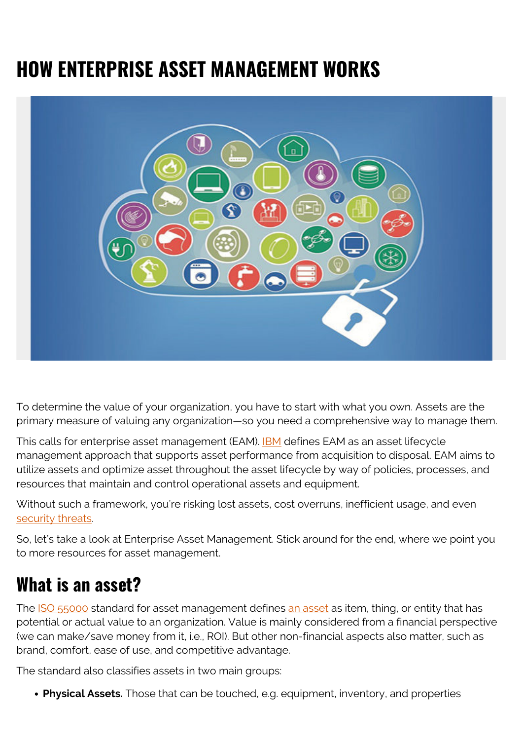# HOW ENTERPRISE ASSET MANAGEMENT WORKS

To determine the value of your organization, you have to start with what you own. Assets are the primary measure of valuing any organization—so you need a comprehensive way to manage them.

This calls for enterprise asset management (EAM). IBM defines EAM as an asset lifecycle management approach that supports asset performance from acquisition to disposal. EAM aims to utilize assets and optimize asset throughout the asset lifecycle by way of policies, processes, and resources that maintain and control operational assets and equipment.

Without such a framework, you're risking lost assets, cost overruns, inefficient usage, and even security threats.

So, let's take a look at Enterprise Asset Management. Stick around for the end, where we point you to more resources for asset management.

## What is an asset?

The ISO 55000 standard for asset management defines an asset as item, thing, or entity that has potential or actual value to an organization. Value is mainly considered from a financial perspective (we can make/save money from it, i.e., ROI). But other non-financial aspects also matter, such as brand, comfort, ease of use, and competitive advantage.

The standard also classifies assets in two main groups:

- **Physical Assets.** Those that can be touched, e.g. equipment, inventory, and properties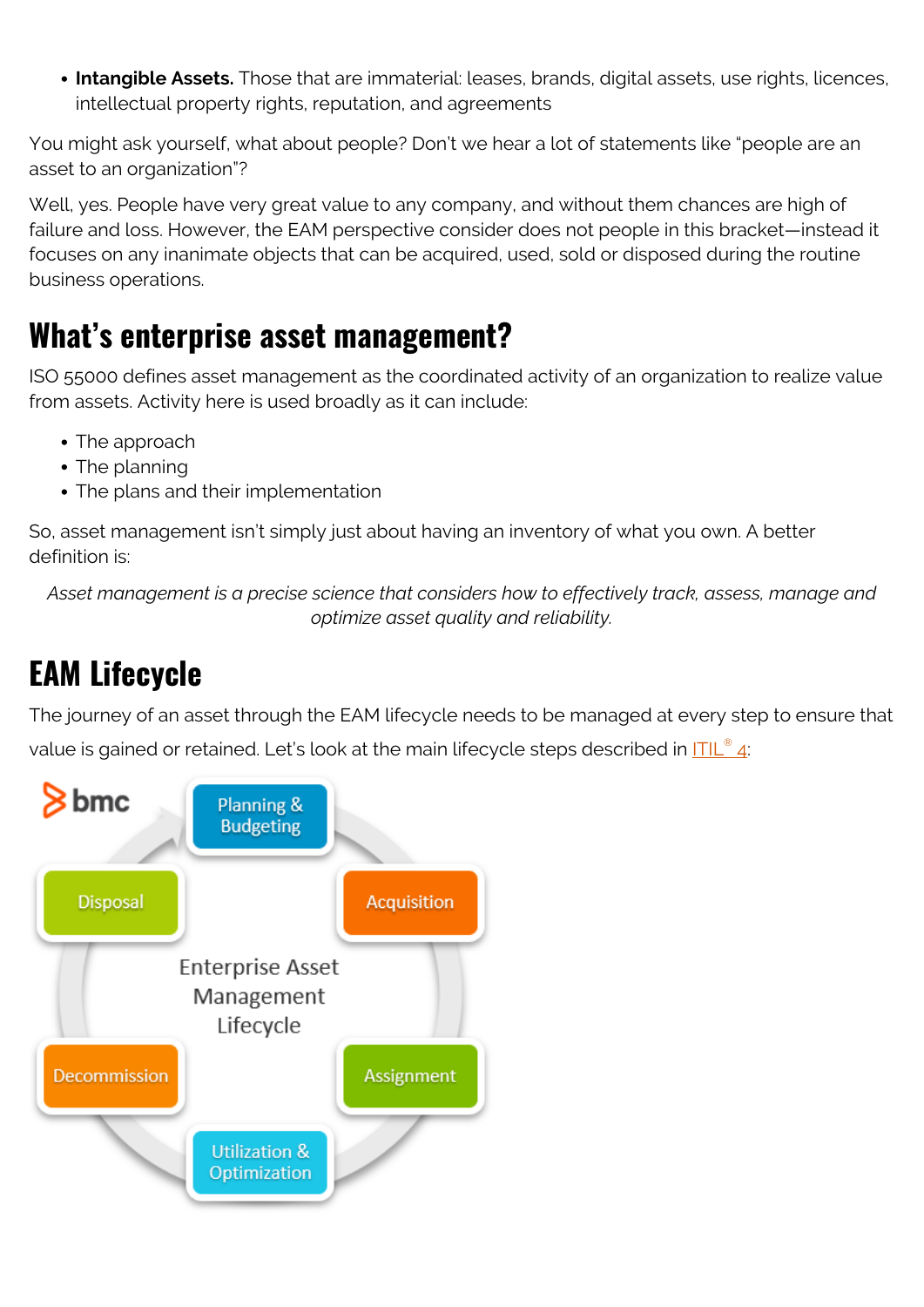- **Intangible Assets.** Those that are immaterial: leases, brands, digital assets, use rights, licences, intellectual property rights, reputation, and agreements

You might ask yourself, what about people? Don't we hear a lot of statements like "people are an asset to an organization"?

Well, yes. People have very great value to any company, and without them chances are high of failure and loss. However, the EAM perspective consider does not people in this bracket—instead it focuses on any inanimate objects that can be acquired, used, sold or disposed during the routine business operations.

## What's enterprise asset management?

ISO 55000 defines asset management as the coordinated activity of an organization to realize value from assets. Activity here is used broadly as it can include:

- The approach
- The planning
- The plans and their implementation

So, asset management isn't simply just about having an inventory of what you own. A better definition is:

*Asset management is a precise science that considers how to effectively track, assess, manage and optimize asset quality and reliability.*

## EAM Lifecycle

The journey of an asset through the EAM lifecycle needs to be managed at every step to ensure that value is gained or retained. Let's look at the main lifecycle steps described in ITIL® 4:

bmc

Enterprise Asset Management Lifecycle

- Planning & Budgeting
- Acquisition
- Assignment
- Utilization & Optimization
- Decommission
- Disposal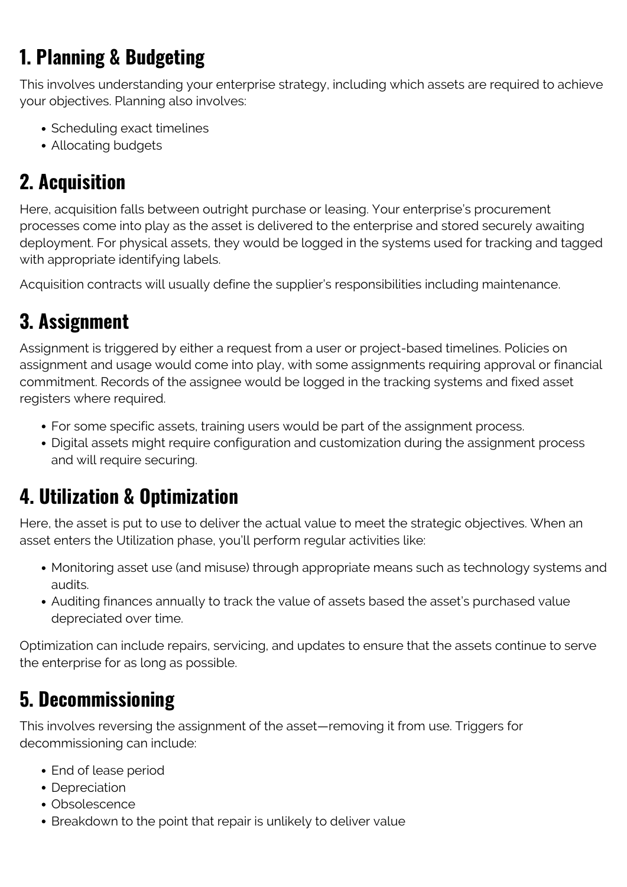## 1. Planning & Budgeting

This involves understanding your enterprise strategy, including which assets are required to achieve your objectives. Planning also involves:

- Scheduling exact timelines
- Allocating budgets

## 2. Acquisition

Here, acquisition falls between outright purchase or leasing. Your enterprise's procurement processes come into play as the asset is delivered to the enterprise and stored securely awaiting deployment. For physical assets, they would be logged in the systems used for tracking and tagged with appropriate identifying labels.

Acquisition contracts will usually define the supplier's responsibilities including maintenance.

## 3. Assignment

Assignment is triggered by either a request from a user or project-based timelines. Policies on assignment and usage would come into play, with some assignments requiring approval or financial commitment. Records of the assignee would be logged in the tracking systems and fixed asset registers where required.

- For some specific assets, training users would be part of the assignment process.
- Digital assets might require configuration and customization during the assignment process and will require securing.

## 4. Utilization & Optimization

Here, the asset is put to use to deliver the actual value to meet the strategic objectives. When an asset enters the Utilization phase, you'll perform regular activities like:

- Monitoring asset use (and misuse) through appropriate means such as technology systems and audits.
- Auditing finances annually to track the value of assets based the asset's purchased value depreciated over time.

Optimization can include repairs, servicing, and updates to ensure that the assets continue to serve the enterprise for as long as possible.

## 5. Decommissioning

This involves reversing the assignment of the asset—removing it from use. Triggers for decommissioning can include:

- End of lease period
- Depreciation
- Obsolescence
- Breakdown to the point that repair is unlikely to deliver value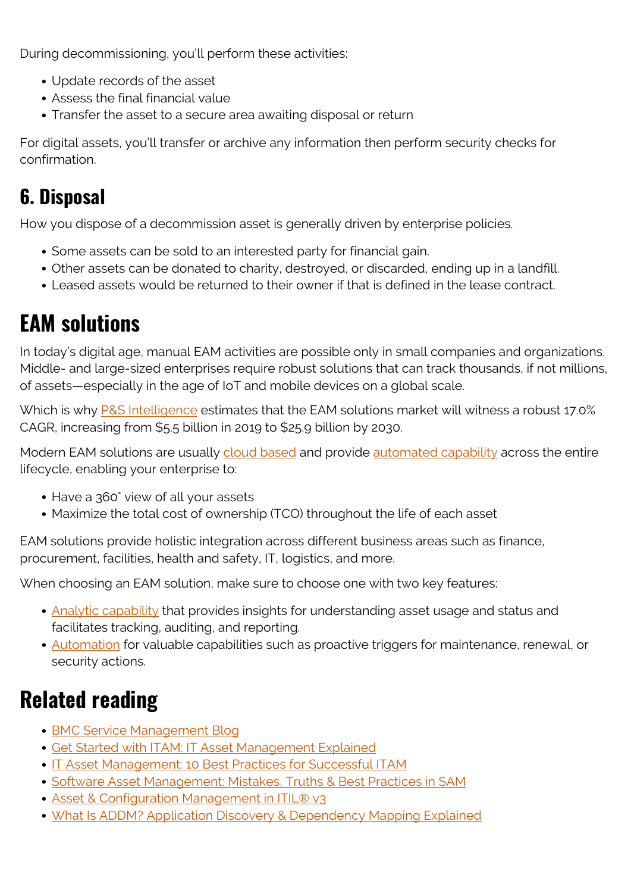During decommissioning, you'll perform these activities:

- Update records of the asset
- Assess the final financial value
- Transfer the asset to a secure area awaiting disposal or return

For digital assets, you'll transfer or archive any information then perform security checks for confirmation.

### 6. Disposal

How you dispose of a decommission asset is generally driven by enterprise policies.

- Some assets can be sold to an interested party for financial gain.
- Other assets can be donated to charity, destroyed, or discarded, ending up in a landfill.
- Leased assets would be returned to their owner if that is defined in the lease contract.

## EAM solutions

In today's digital age, manual EAM activities are possible only in small companies and organizations. Middle- and large-sized enterprises require robust solutions that can track thousands, if not millions, of assets—especially in the age of IoT and mobile devices on a global scale.

Which is why P&S Intelligence estimates that the EAM solutions market will witness a robust 17.0% CAGR, increasing from $5.5 billion in 2019 to $25.9 billion by 2030.

Modern EAM solutions are usually cloud based and provide automated capability across the entire lifecycle, enabling your enterprise to:

- Have a 360˚ view of all your assets
- Maximize the total cost of ownership (TCO) throughout the life of each asset

EAM solutions provide holistic integration across different business areas such as finance, procurement, facilities, health and safety, IT, logistics, and more.

When choosing an EAM solution, make sure to choose one with two key features:

- Analytic capability that provides insights for understanding asset usage and status and facilitates tracking, auditing, and reporting.
- Automation for valuable capabilities such as proactive triggers for maintenance, renewal, or security actions.

## Related reading

- BMC Service Management Blog
- Get Started with ITAM: IT Asset Management Explained
- IT Asset Management: 10 Best Practices for Successful ITAM
- Software Asset Management: Mistakes, Truths & Best Practices in SAM
- Asset & Configuration Management in ITIL® v3
- What Is ADDM? Application Discovery & Dependency Mapping Explained